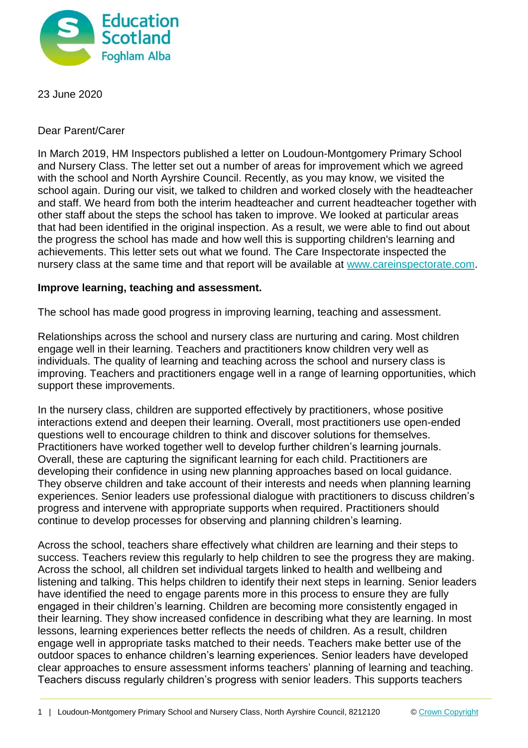23 June 2020

Dear Parent/Carer

In March 2019, HM Inspectors published a letter on Loudoun-Montgomery Primary School and Nursery Class. The letter set out a number of areas for improvement which we agreed with the school and North Ayrshire Council. Recently, as you may know, we visited the school again. During our visit, we talked to children and worked closely with the headteacher and staff. We heard from both the interim headteacher and current headteacher together with other staff about the steps the school has taken to improve. We looked at particular areas that had been identified in the original inspection. As a result, we were able to find out about the progress the school has made and how well this is supporting children's learning and achievements. This letter sets out what we found. The Care Inspectorate inspected the nursery class at the same time and that report will be available at [www.careinspectorate.com](http://www.careinspectorate.com).

**Improve learning, teaching and assessment.**

The school has made good progress in improving learning, teaching and assessment.

Relationships across the school and nursery class are nurturing and caring. Most children engage well in their learning. Teachers and practitioners know children very well as individuals. The quality of learning and teaching across the school and nursery class is improving. Teachers and practitioners engage well in a range of learning opportunities, which support these improvements.

In the nursery class, children are supported effectively by practitioners, whose positive interactions extend and deepen their learning. Overall, most practitioners use open-ended questions well to encourage children to think and discover solutions for themselves. Practitioners have worked together well to develop further children's learning journals. Overall, these are capturing the significant learning for each child. Practitioners are developing their confidence in using new planning approaches based on local guidance. They observe children and take account of their interests and needs when planning learning experiences. Senior leaders use professional dialogue with practitioners to discuss children's progress and intervene with appropriate supports when required. Practitioners should continue to develop processes for observing and planning children's learning.

Across the school, teachers share effectively what children are learning and their steps to success. Teachers review this regularly to help children to see the progress they are making. Across the school, all children set individual targets linked to health and wellbeing and listening and talking. This helps children to identify their next steps in learning. Senior leaders have identified the need to engage parents more in this process to ensure they are fully engaged in their children's learning. Children are becoming more consistently engaged in their learning. They show increased confidence in describing what they are learning. In most lessons, learning experiences better reflects the needs of children. As a result, children engage well in appropriate tasks matched to their needs. Teachers make better use of the outdoor spaces to enhance children's learning experiences. Senior leaders have developed clear approaches to ensure assessment informs teachers' planning of learning and teaching. Teachers discuss regularly children's progress with senior leaders. This supports teachers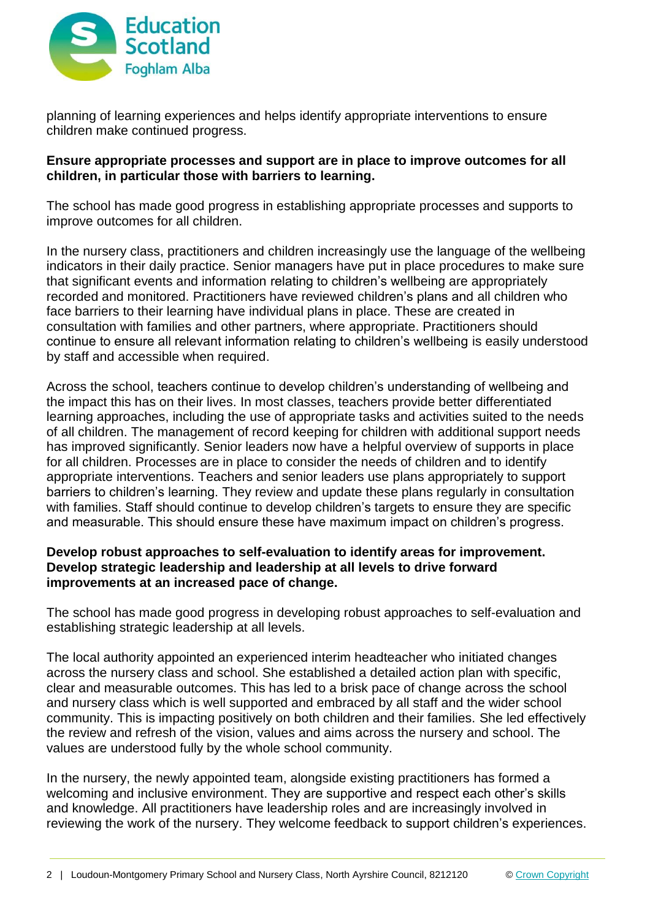planning of learning experiences and helps identify appropriate interventions to ensure children make continued progress.

**Ensure appropriate processes and support are in place to improve outcomes for all children, in particular those with barriers to learning.**

The school has made good progress in establishing appropriate processes and supports to improve outcomes for all children.

In the nursery class, practitioners and children increasingly use the language of the wellbeing indicators in their daily practice. Senior managers have put in place procedures to make sure that significant events and information relating to children's wellbeing are appropriately recorded and monitored. Practitioners have reviewed children's plans and all children who face barriers to their learning have individual plans in place. These are created in consultation with families and other partners, where appropriate. Practitioners should continue to ensure all relevant information relating to children's wellbeing is easily understood by staff and accessible when required.

Across the school, teachers continue to develop children's understanding of wellbeing and the impact this has on their lives. In most classes, teachers provide better differentiated learning approaches, including the use of appropriate tasks and activities suited to the needs of all children. The management of record keeping for children with additional support needs has improved significantly. Senior leaders now have a helpful overview of supports in place for all children. Processes are in place to consider the needs of children and to identify appropriate interventions. Teachers and senior leaders use plans appropriately to support barriers to children's learning. They review and update these plans regularly in consultation with families. Staff should continue to develop children's targets to ensure they are specific and measurable. This should ensure these have maximum impact on children's progress.

**Develop robust approaches to self-evaluation to identify areas for improvement. Develop strategic leadership and leadership at all levels to drive forward improvements at an increased pace of change.**

The school has made good progress in developing robust approaches to self-evaluation and establishing strategic leadership at all levels.

The local authority appointed an experienced interim headteacher who initiated changes across the nursery class and school. She established a detailed action plan with specific, clear and measurable outcomes. This has led to a brisk pace of change across the school and nursery class which is well supported and embraced by all staff and the wider school community. This is impacting positively on both children and their families. She led effectively the review and refresh of the vision, values and aims across the nursery and school. The values are understood fully by the whole school community.

In the nursery, the newly appointed team, alongside existing practitioners has formed a welcoming and inclusive environment. They are supportive and respect each other's skills and knowledge. All practitioners have leadership roles and are increasingly involved in reviewing the work of the nursery. They welcome feedback to support children's experiences.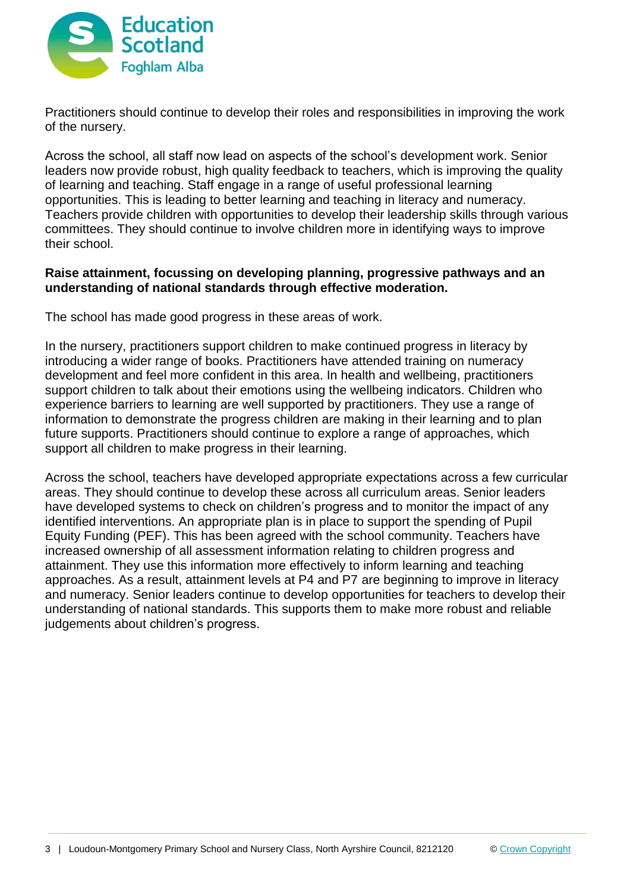Practitioners should continue to develop their roles and responsibilities in improving the work of the nursery.

Across the school, all staff now lead on aspects of the school's development work. Senior leaders now provide robust, high quality feedback to teachers, which is improving the quality of learning and teaching. Staff engage in a range of useful professional learning opportunities. This is leading to better learning and teaching in literacy and numeracy. Teachers provide children with opportunities to develop their leadership skills through various committees. They should continue to involve children more in identifying ways to improve their school.

**Raise attainment, focussing on developing planning, progressive pathways and an understanding of national standards through effective moderation.**

The school has made good progress in these areas of work.

In the nursery, practitioners support children to make continued progress in literacy by introducing a wider range of books. Practitioners have attended training on numeracy development and feel more confident in this area. In health and wellbeing, practitioners support children to talk about their emotions using the wellbeing indicators. Children who experience barriers to learning are well supported by practitioners. They use a range of information to demonstrate the progress children are making in their learning and to plan future supports. Practitioners should continue to explore a range of approaches, which support all children to make progress in their learning.

Across the school, teachers have developed appropriate expectations across a few curricular areas. They should continue to develop these across all curriculum areas. Senior leaders have developed systems to check on children's progress and to monitor the impact of any identified interventions. An appropriate plan is in place to support the spending of Pupil Equity Funding (PEF). This has been agreed with the school community. Teachers have increased ownership of all assessment information relating to children progress and attainment. They use this information more effectively to inform learning and teaching approaches. As a result, attainment levels at P4 and P7 are beginning to improve in literacy and numeracy. Senior leaders continue to develop opportunities for teachers to develop their understanding of national standards. This supports them to make more robust and reliable judgements about children's progress.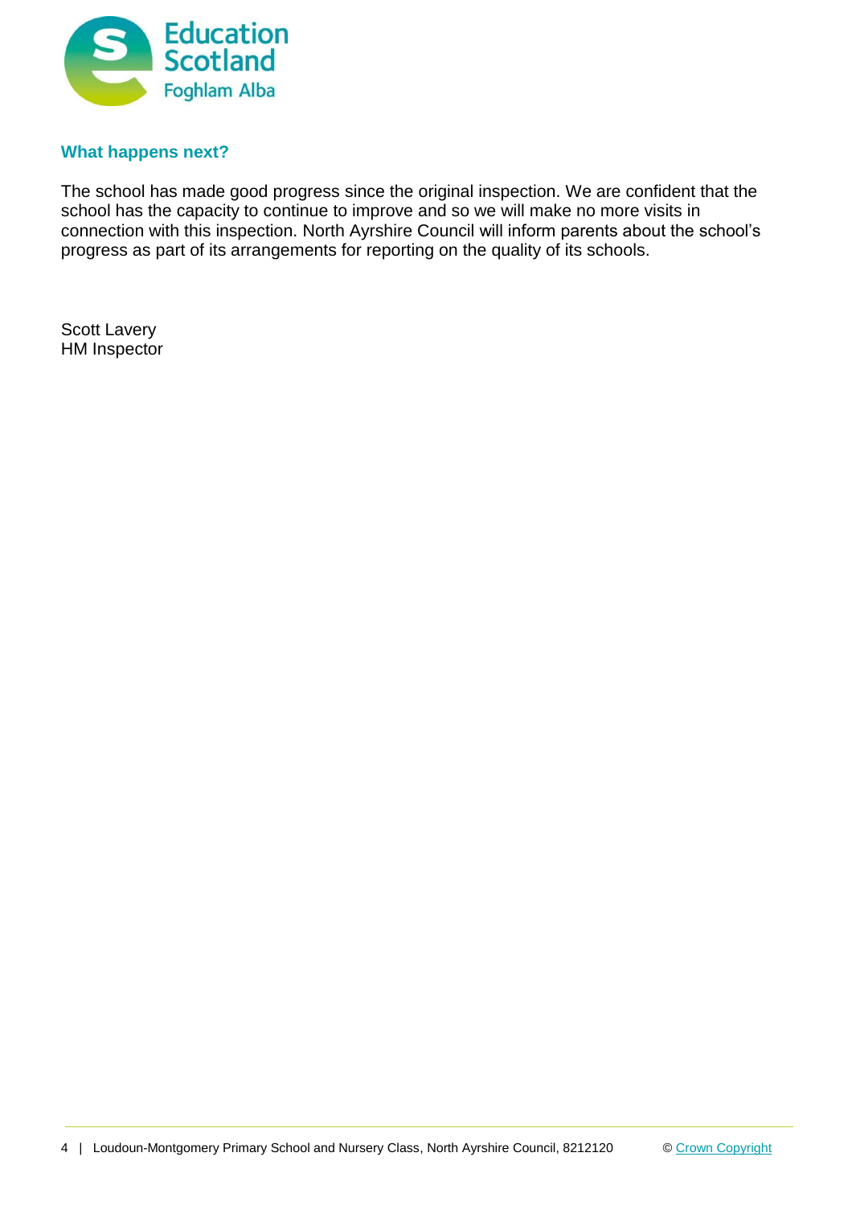## What happens next?

The school has made good progress since the original inspection. We are confident that the school has the capacity to continue to improve and so we will make no more visits in connection with this inspection. North Ayrshire Council will inform parents about the school's progress as part of its arrangements for reporting on the quality of its schools.

Scott Lavery
HM Inspector